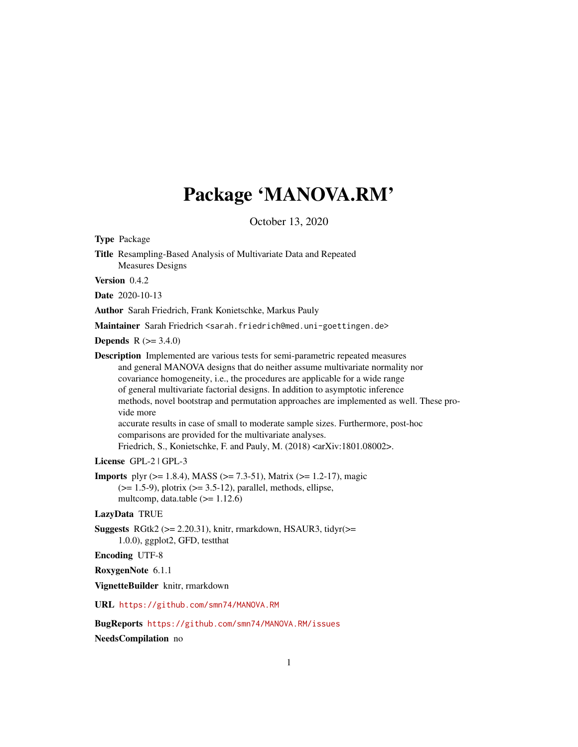# Package 'MANOVA.RM'

October 13, 2020

**Type** Package

**Title** Resampling-Based Analysis of Multivariate Data and Repeated Measures Designs

**Version** 0.4.2

**Date** 2020-10-13

**Author** Sarah Friedrich, Frank Konietschke, Markus Pauly

**Maintainer** Sarah Friedrich <sarah.friedrich@med.uni-goettingen.de>

**Depends** R (>= 3.4.0)

**Description** Implemented are various tests for semi-parametric repeated measures and general MANOVA designs that do neither assume multivariate normality nor covariance homogeneity, i.e., the procedures are applicable for a wide range of general multivariate factorial designs. In addition to asymptotic inference methods, novel bootstrap and permutation approaches are implemented as well. These provide more accurate results in case of small to moderate sample sizes. Furthermore, post-hoc comparisons are provided for the multivariate analyses.
Friedrich, S., Konietschke, F. and Pauly, M. (2018) <arXiv:1801.08002>.

**License** GPL-2 | GPL-3

**Imports** plyr (>= 1.8.4), MASS (>= 7.3-51), Matrix (>= 1.2-17), magic (>= 1.5-9), plotrix (>= 3.5-12), parallel, methods, ellipse, multcomp, data.table (>= 1.12.6)

**LazyData** TRUE

**Suggests** RGtk2 (>= 2.20.31), knitr, rmarkdown, HSAUR3, tidyr(>= 1.0.0), ggplot2, GFD, testthat

**Encoding** UTF-8

**RoxygenNote** 6.1.1

**VignetteBuilder** knitr, rmarkdown

**URL** https://github.com/smn74/MANOVA.RM

**BugReports** https://github.com/smn74/MANOVA.RM/issues

**NeedsCompilation** no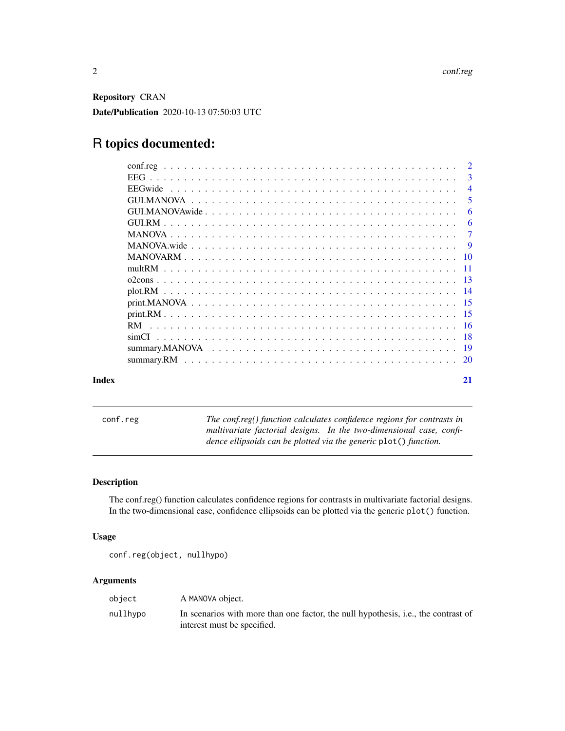**Repository** CRAN

**Date/Publication** 2020-10-13 07:50:03 UTC

# R topics documented:

| | |
|---|---|
| conf.reg | 2 |
| EEG | 3 |
| EEGwide | 4 |
| GUI.MANOVA | 5 |
| GUI.MANOVAwide | 6 |
| GUI.RM | 6 |
| MANOVA | 7 |
| MANOVA.wide | 9 |
| MANOVARM | 10 |
| multRM | 11 |
| o2cons | 13 |
| plot.RM | 14 |
| print.MANOVA | 15 |
| print.RM | 15 |
| RM | 16 |
| simCI | 18 |
| summary.MANOVA | 19 |
| summary.RM | 20 |
| **Index** | **21** |

---

conf.reg — *The conf.reg() function calculates confidence regions for contrasts in multivariate factorial designs. In the two-dimensional case, confidence ellipsoids can be plotted via the generic* `plot()` *function.*

---

### Description

The conf.reg() function calculates confidence regions for contrasts in multivariate factorial designs. In the two-dimensional case, confidence ellipsoids can be plotted via the generic `plot()` function.

### Usage

```
conf.reg(object, nullhypo)
```

### Arguments

| | |
|---|---|
| object | A `MANOVA` object. |
| nullhypo | In scenarios with more than one factor, the null hypothesis, i.e., the contrast of interest must be specified. |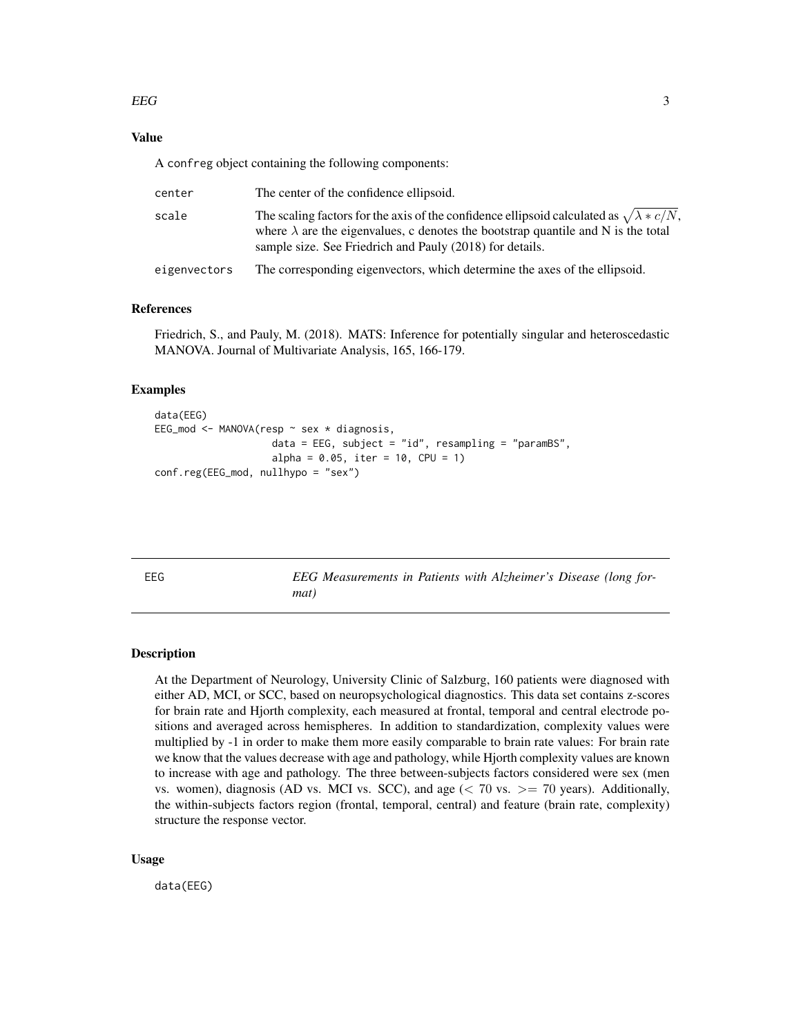### Value

A confreg object containing the following components:

| | |
|---|---|
| center | The center of the confidence ellipsoid. |
| scale | The scaling factors for the axis of the confidence ellipsoid calculated as $\sqrt{\lambda * c/N}$, where $\lambda$ are the eigenvalues, c denotes the bootstrap quantile and N is the total sample size. See Friedrich and Pauly (2018) for details. |
| eigenvectors | The corresponding eigenvectors, which determine the axes of the ellipsoid. |

### References

Friedrich, S., and Pauly, M. (2018). MATS: Inference for potentially singular and heteroscedastic MANOVA. Journal of Multivariate Analysis, 165, 166-179.

### Examples

```
data(EEG)
EEG_mod <- MANOVA(resp ~ sex * diagnosis,
                  data = EEG, subject = "id", resampling = "paramBS",
                  alpha = 0.05, iter = 10, CPU = 1)
conf.reg(EEG_mod, nullhypo = "sex")
```

## EEG — *EEG Measurements in Patients with Alzheimer's Disease (long format)*

### Description

At the Department of Neurology, University Clinic of Salzburg, 160 patients were diagnosed with either AD, MCI, or SCC, based on neuropsychological diagnostics. This data set contains z-scores for brain rate and Hjorth complexity, each measured at frontal, temporal and central electrode positions and averaged across hemispheres. In addition to standardization, complexity values were multiplied by -1 in order to make them more easily comparable to brain rate values: For brain rate we know that the values decrease with age and pathology, while Hjorth complexity values are known to increase with age and pathology. The three between-subjects factors considered were sex (men vs. women), diagnosis (AD vs. MCI vs. SCC), and age ($<$ 70 vs. $>=$ 70 years). Additionally, the within-subjects factors region (frontal, temporal, central) and feature (brain rate, complexity) structure the response vector.

### Usage

```
data(EEG)
```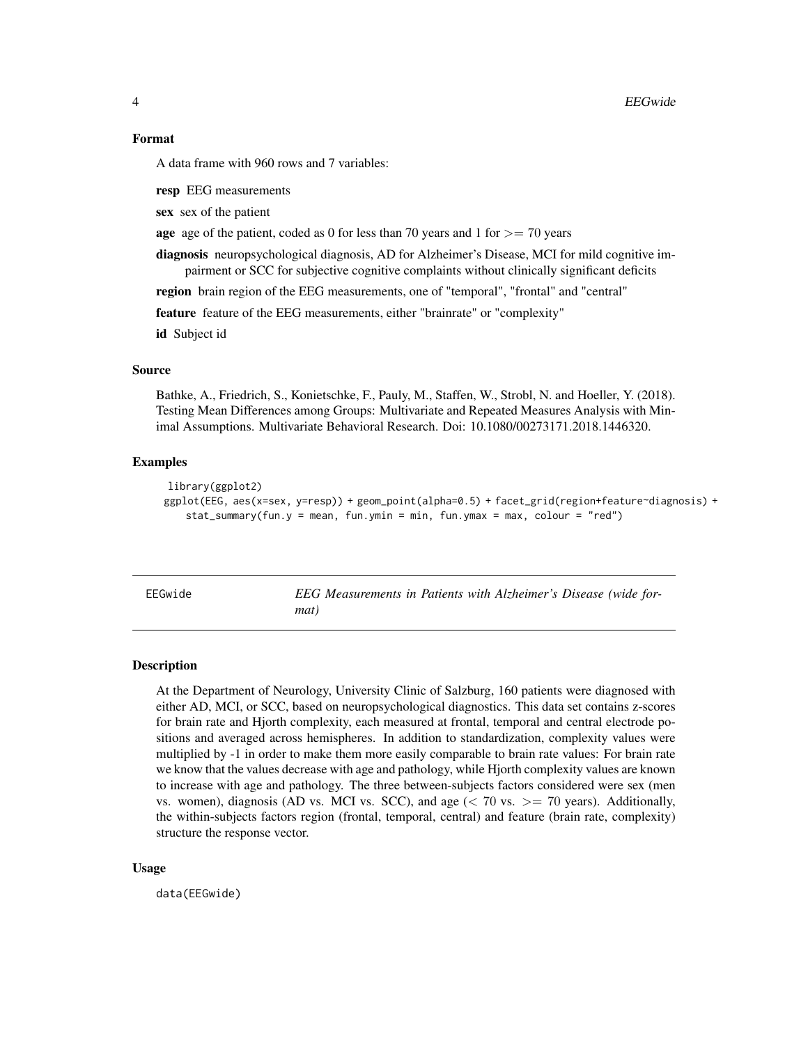### Format

A data frame with 960 rows and 7 variables:

**resp** EEG measurements

**sex** sex of the patient

**age** age of the patient, coded as 0 for less than 70 years and 1 for >= 70 years

**diagnosis** neuropsychological diagnosis, AD for Alzheimer's Disease, MCI for mild cognitive impairment or SCC for subjective cognitive complaints without clinically significant deficits

**region** brain region of the EEG measurements, one of "temporal", "frontal" and "central"

**feature** feature of the EEG measurements, either "brainrate" or "complexity"

**id** Subject id

### Source

Bathke, A., Friedrich, S., Konietschke, F., Pauly, M., Staffen, W., Strobl, N. and Hoeller, Y. (2018). Testing Mean Differences among Groups: Multivariate and Repeated Measures Analysis with Minimal Assumptions. Multivariate Behavioral Research. Doi: 10.1080/00273171.2018.1446320.

### Examples

```
library(ggplot2)
ggplot(EEG, aes(x=sex, y=resp)) + geom_point(alpha=0.5) + facet_grid(region+feature~diagnosis) +
    stat_summary(fun.y = mean, fun.ymin = min, fun.ymax = max, colour = "red")
```

---

## EEGwide — *EEG Measurements in Patients with Alzheimer's Disease (wide format)*

### Description

At the Department of Neurology, University Clinic of Salzburg, 160 patients were diagnosed with either AD, MCI, or SCC, based on neuropsychological diagnostics. This data set contains z-scores for brain rate and Hjorth complexity, each measured at frontal, temporal and central electrode positions and averaged across hemispheres. In addition to standardization, complexity values were multiplied by -1 in order to make them more easily comparable to brain rate values: For brain rate we know that the values decrease with age and pathology, while Hjorth complexity values are known to increase with age and pathology. The three between-subjects factors considered were sex (men vs. women), diagnosis (AD vs. MCI vs. SCC), and age (< 70 vs. >= 70 years). Additionally, the within-subjects factors region (frontal, temporal, central) and feature (brain rate, complexity) structure the response vector.

### Usage

```
data(EEGwide)
```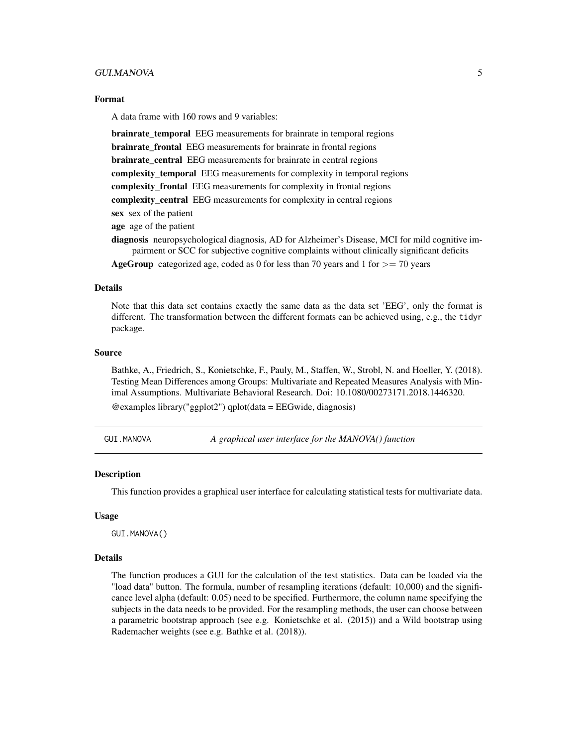### Format

A data frame with 160 rows and 9 variables:

**brainrate_temporal** EEG measurements for brainrate in temporal regions

**brainrate_frontal** EEG measurements for brainrate in frontal regions

**brainrate_central** EEG measurements for brainrate in central regions

**complexity_temporal** EEG measurements for complexity in temporal regions

**complexity_frontal** EEG measurements for complexity in frontal regions

**complexity_central** EEG measurements for complexity in central regions

**sex** sex of the patient

**age** age of the patient

**diagnosis** neuropsychological diagnosis, AD for Alzheimer's Disease, MCI for mild cognitive impairment or SCC for subjective cognitive complaints without clinically significant deficits

**AgeGroup** categorized age, coded as 0 for less than 70 years and 1 for >= 70 years

### Details

Note that this data set contains exactly the same data as the data set 'EEG', only the format is different. The transformation between the different formats can be achieved using, e.g., the `tidyr` package.

### Source

Bathke, A., Friedrich, S., Konietschke, F., Pauly, M., Staffen, W., Strobl, N. and Hoeller, Y. (2018). Testing Mean Differences among Groups: Multivariate and Repeated Measures Analysis with Minimal Assumptions. Multivariate Behavioral Research. Doi: 10.1080/00273171.2018.1446320.

@examples library("ggplot2") qplot(data = EEGwide, diagnosis)

---

## GUI.MANOVA — *A graphical user interface for the MANOVA() function*

### Description

This function provides a graphical user interface for calculating statistical tests for multivariate data.

### Usage

```
GUI.MANOVA()
```

### Details

The function produces a GUI for the calculation of the test statistics. Data can be loaded via the "load data" button. The formula, number of resampling iterations (default: 10,000) and the significance level alpha (default: 0.05) need to be specified. Furthermore, the column name specifying the subjects in the data needs to be provided. For the resampling methods, the user can choose between a parametric bootstrap approach (see e.g. Konietschke et al. (2015)) and a Wild bootstrap using Rademacher weights (see e.g. Bathke et al. (2018)).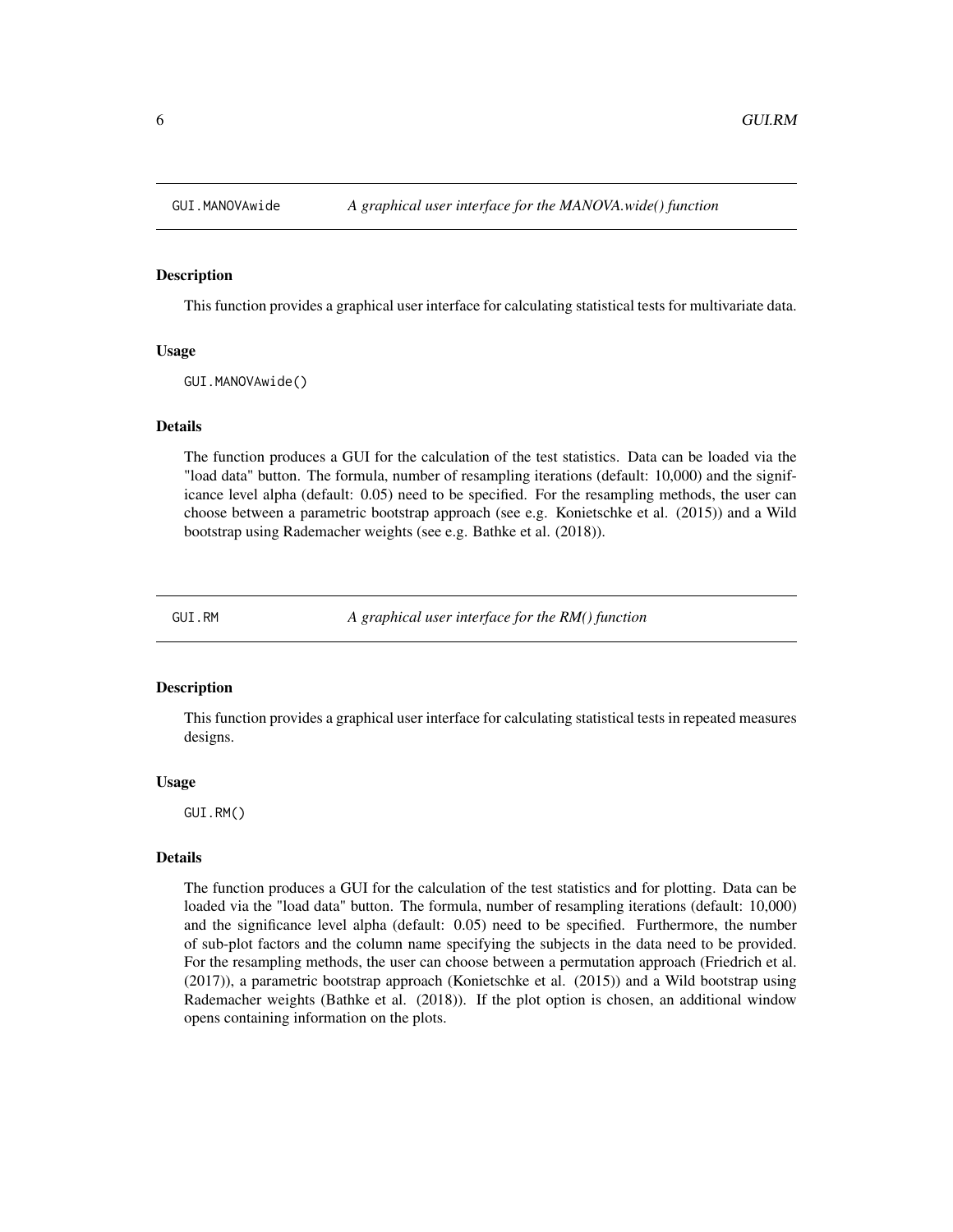## GUI.MANOVAwide — *A graphical user interface for the MANOVA.wide() function*

### Description

This function provides a graphical user interface for calculating statistical tests for multivariate data.

### Usage

```
GUI.MANOVAwide()
```

### Details

The function produces a GUI for the calculation of the test statistics. Data can be loaded via the "load data" button. The formula, number of resampling iterations (default: 10,000) and the significance level alpha (default: 0.05) need to be specified. For the resampling methods, the user can choose between a parametric bootstrap approach (see e.g. Konietschke et al. (2015)) and a Wild bootstrap using Rademacher weights (see e.g. Bathke et al. (2018)).

## GUI.RM — *A graphical user interface for the RM() function*

### Description

This function provides a graphical user interface for calculating statistical tests in repeated measures designs.

### Usage

```
GUI.RM()
```

### Details

The function produces a GUI for the calculation of the test statistics and for plotting. Data can be loaded via the "load data" button. The formula, number of resampling iterations (default: 10,000) and the significance level alpha (default: 0.05) need to be specified. Furthermore, the number of sub-plot factors and the column name specifying the subjects in the data need to be provided. For the resampling methods, the user can choose between a permutation approach (Friedrich et al. (2017)), a parametric bootstrap approach (Konietschke et al. (2015)) and a Wild bootstrap using Rademacher weights (Bathke et al. (2018)). If the plot option is chosen, an additional window opens containing information on the plots.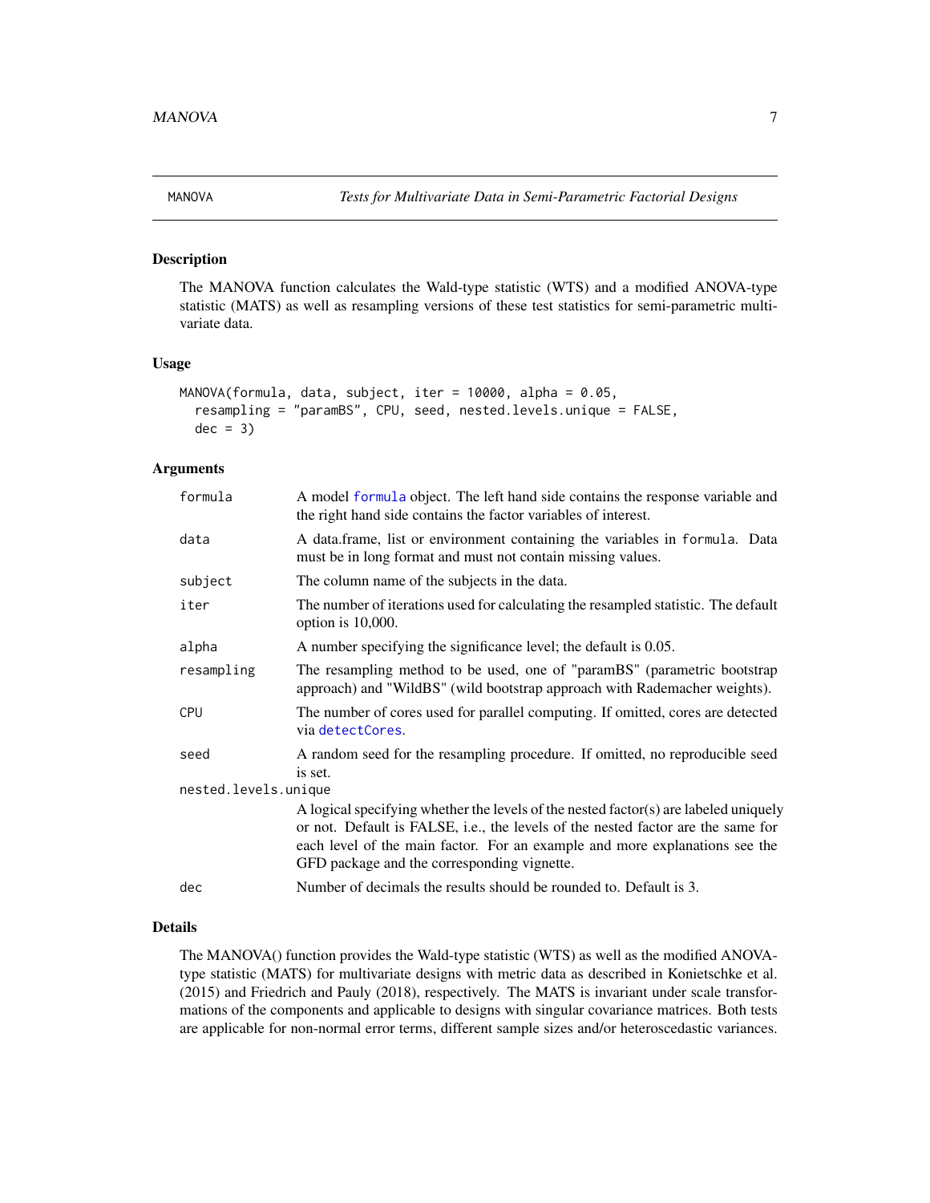## MANOVA — *Tests for Multivariate Data in Semi-Parametric Factorial Designs*

### Description

The MANOVA function calculates the Wald-type statistic (WTS) and a modified ANOVA-type statistic (MATS) as well as resampling versions of these test statistics for semi-parametric multivariate data.

### Usage

```
MANOVA(formula, data, subject, iter = 10000, alpha = 0.05,
  resampling = "paramBS", CPU, seed, nested.levels.unique = FALSE,
  dec = 3)
```

### Arguments

| | |
|---|---|
| `formula` | A model `formula` object. The left hand side contains the response variable and the right hand side contains the factor variables of interest. |
| `data` | A data.frame, list or environment containing the variables in `formula`. Data must be in long format and must not contain missing values. |
| `subject` | The column name of the subjects in the data. |
| `iter` | The number of iterations used for calculating the resampled statistic. The default option is 10,000. |
| `alpha` | A number specifying the significance level; the default is 0.05. |
| `resampling` | The resampling method to be used, one of "paramBS" (parametric bootstrap approach) and "WildBS" (wild bootstrap approach with Rademacher weights). |
| `CPU` | The number of cores used for parallel computing. If omitted, cores are detected via `detectCores`. |
| `seed` | A random seed for the resampling procedure. If omitted, no reproducible seed is set. |
| `nested.levels.unique` | A logical specifying whether the levels of the nested factor(s) are labeled uniquely or not. Default is FALSE, i.e., the levels of the nested factor are the same for each level of the main factor. For an example and more explanations see the GFD package and the corresponding vignette. |
| `dec` | Number of decimals the results should be rounded to. Default is 3. |

### Details

The MANOVA() function provides the Wald-type statistic (WTS) as well as the modified ANOVA-type statistic (MATS) for multivariate designs with metric data as described in Konietschke et al. (2015) and Friedrich and Pauly (2018), respectively. The MATS is invariant under scale transformations of the components and applicable to designs with singular covariance matrices. Both tests are applicable for non-normal error terms, different sample sizes and/or heteroscedastic variances.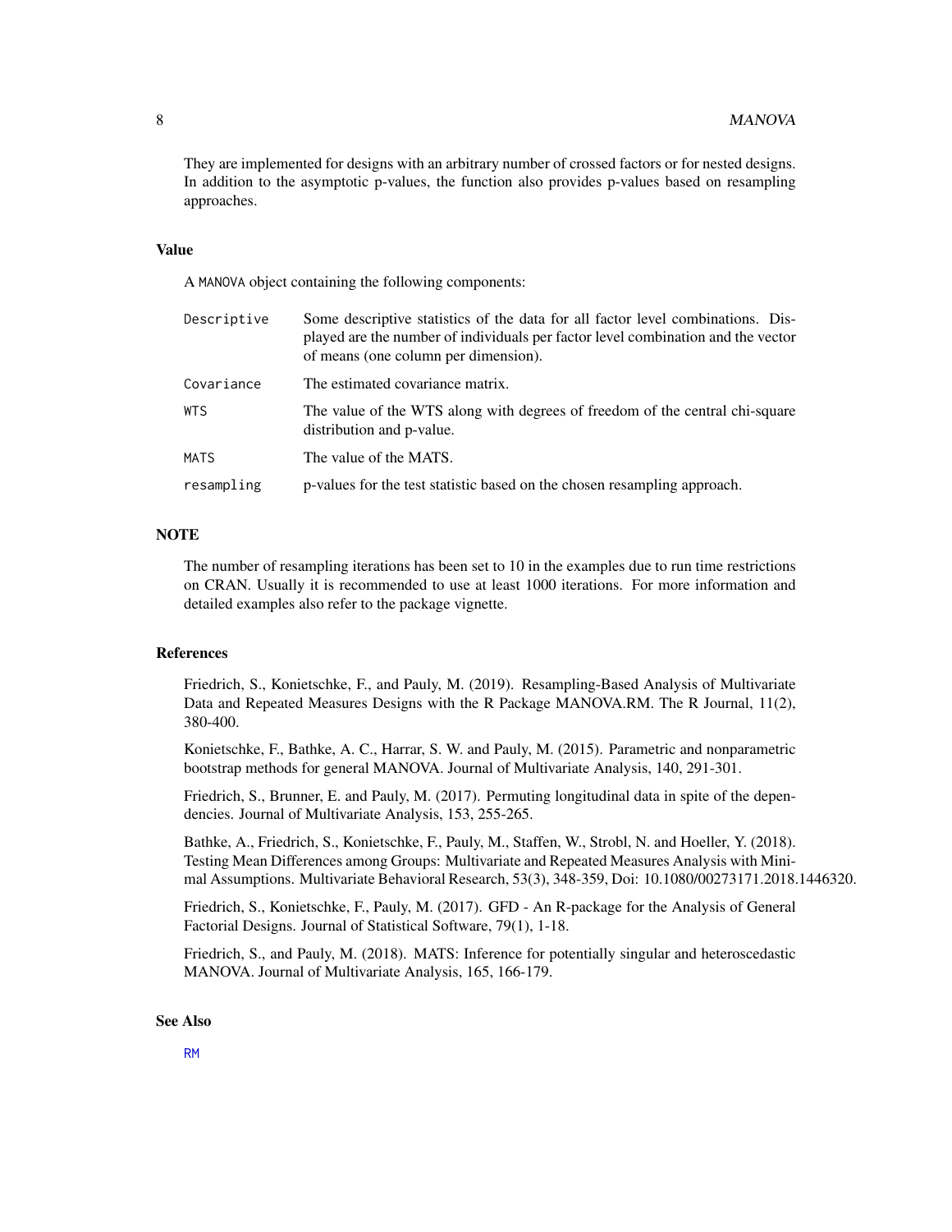They are implemented for designs with an arbitrary number of crossed factors or for nested designs. In addition to the asymptotic p-values, the function also provides p-values based on resampling approaches.

## Value

A MANOVA object containing the following components:

| | |
|---|---|
| Descriptive | Some descriptive statistics of the data for all factor level combinations. Displayed are the number of individuals per factor level combination and the vector of means (one column per dimension). |
| Covariance | The estimated covariance matrix. |
| WTS | The value of the WTS along with degrees of freedom of the central chi-square distribution and p-value. |
| MATS | The value of the MATS. |
| resampling | p-values for the test statistic based on the chosen resampling approach. |

## NOTE

The number of resampling iterations has been set to 10 in the examples due to run time restrictions on CRAN. Usually it is recommended to use at least 1000 iterations. For more information and detailed examples also refer to the package vignette.

## References

Friedrich, S., Konietschke, F., and Pauly, M. (2019). Resampling-Based Analysis of Multivariate Data and Repeated Measures Designs with the R Package MANOVA.RM. The R Journal, 11(2), 380-400.

Konietschke, F., Bathke, A. C., Harrar, S. W. and Pauly, M. (2015). Parametric and nonparametric bootstrap methods for general MANOVA. Journal of Multivariate Analysis, 140, 291-301.

Friedrich, S., Brunner, E. and Pauly, M. (2017). Permuting longitudinal data in spite of the dependencies. Journal of Multivariate Analysis, 153, 255-265.

Bathke, A., Friedrich, S., Konietschke, F., Pauly, M., Staffen, W., Strobl, N. and Hoeller, Y. (2018). Testing Mean Differences among Groups: Multivariate and Repeated Measures Analysis with Minimal Assumptions. Multivariate Behavioral Research, 53(3), 348-359, Doi: 10.1080/00273171.2018.1446320.

Friedrich, S., Konietschke, F., Pauly, M. (2017). GFD - An R-package for the Analysis of General Factorial Designs. Journal of Statistical Software, 79(1), 1-18.

Friedrich, S., and Pauly, M. (2018). MATS: Inference for potentially singular and heteroscedastic MANOVA. Journal of Multivariate Analysis, 165, 166-179.

## See Also

RM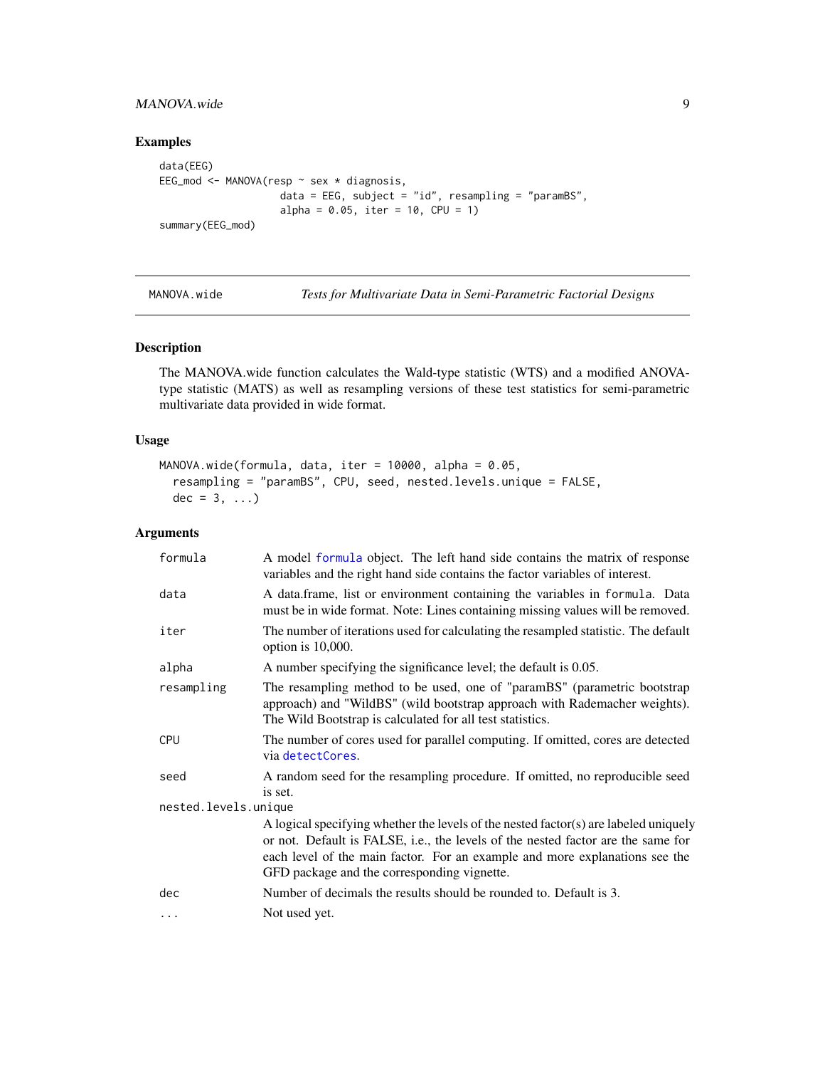## Examples

```
data(EEG)
EEG_mod <- MANOVA(resp ~ sex * diagnosis,
                  data = EEG, subject = "id", resampling = "paramBS",
                  alpha = 0.05, iter = 10, CPU = 1)
summary(EEG_mod)
```

---

# MANOVA.wide — *Tests for Multivariate Data in Semi-Parametric Factorial Designs*

---

## Description

The MANOVA.wide function calculates the Wald-type statistic (WTS) and a modified ANOVA-type statistic (MATS) as well as resampling versions of these test statistics for semi-parametric multivariate data provided in wide format.

## Usage

```
MANOVA.wide(formula, data, iter = 10000, alpha = 0.05,
  resampling = "paramBS", CPU, seed, nested.levels.unique = FALSE,
  dec = 3, ...)
```

## Arguments

| | |
|---|---|
| formula | A model formula object. The left hand side contains the matrix of response variables and the right hand side contains the factor variables of interest. |
| data | A data.frame, list or environment containing the variables in formula. Data must be in wide format. Note: Lines containing missing values will be removed. |
| iter | The number of iterations used for calculating the resampled statistic. The default option is 10,000. |
| alpha | A number specifying the significance level; the default is 0.05. |
| resampling | The resampling method to be used, one of "paramBS" (parametric bootstrap approach) and "WildBS" (wild bootstrap approach with Rademacher weights). The Wild Bootstrap is calculated for all test statistics. |
| CPU | The number of cores used for parallel computing. If omitted, cores are detected via detectCores. |
| seed | A random seed for the resampling procedure. If omitted, no reproducible seed is set. |
| nested.levels.unique | A logical specifying whether the levels of the nested factor(s) are labeled uniquely or not. Default is FALSE, i.e., the levels of the nested factor are the same for each level of the main factor. For an example and more explanations see the GFD package and the corresponding vignette. |
| dec | Number of decimals the results should be rounded to. Default is 3. |
| ... | Not used yet. |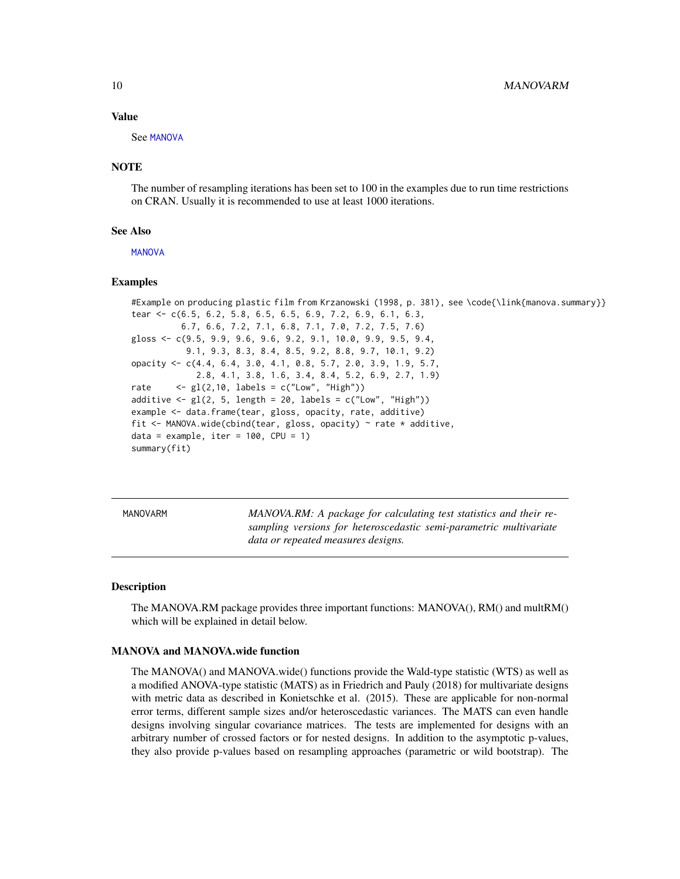### Value

See MANOVA

### NOTE

The number of resampling iterations has been set to 100 in the examples due to run time restrictions on CRAN. Usually it is recommended to use at least 1000 iterations.

### See Also

MANOVA

### Examples

```
#Example on producing plastic film from Krzanowski (1998, p. 381), see \code{\link{manova.summary}}
tear <- c(6.5, 6.2, 5.8, 6.5, 6.5, 6.9, 7.2, 6.9, 6.1, 6.3,
          6.7, 6.6, 7.2, 7.1, 6.8, 7.1, 7.0, 7.2, 7.5, 7.6)
gloss <- c(9.5, 9.9, 9.6, 9.6, 9.2, 9.1, 10.0, 9.9, 9.5, 9.4,
           9.1, 9.3, 8.3, 8.4, 8.5, 9.2, 8.8, 9.7, 10.1, 9.2)
opacity <- c(4.4, 6.4, 3.0, 4.1, 0.8, 5.7, 2.0, 3.9, 1.9, 5.7,
             2.8, 4.1, 3.8, 1.6, 3.4, 8.4, 5.2, 6.9, 2.7, 1.9)
rate     <- gl(2,10, labels = c("Low", "High"))
additive <- gl(2, 5, length = 20, labels = c("Low", "High"))
example <- data.frame(tear, gloss, opacity, rate, additive)
fit <- MANOVA.wide(cbind(tear, gloss, opacity) ~ rate * additive,
data = example, iter = 100, CPU = 1)
summary(fit)
```

---

## MANOVARM

*MANOVA.RM: A package for calculating test statistics and their resampling versions for heteroscedastic semi-parametric multivariate data or repeated measures designs.*

---

### Description

The MANOVA.RM package provides three important functions: MANOVA(), RM() and multRM() which will be explained in detail below.

### MANOVA and MANOVA.wide function

The MANOVA() and MANOVA.wide() functions provide the Wald-type statistic (WTS) as well as a modified ANOVA-type statistic (MATS) as in Friedrich and Pauly (2018) for multivariate designs with metric data as described in Konietschke et al. (2015). These are applicable for non-normal error terms, different sample sizes and/or heteroscedastic variances. The MATS can even handle designs involving singular covariance matrices. The tests are implemented for designs with an arbitrary number of crossed factors or for nested designs. In addition to the asymptotic p-values, they also provide p-values based on resampling approaches (parametric or wild bootstrap). The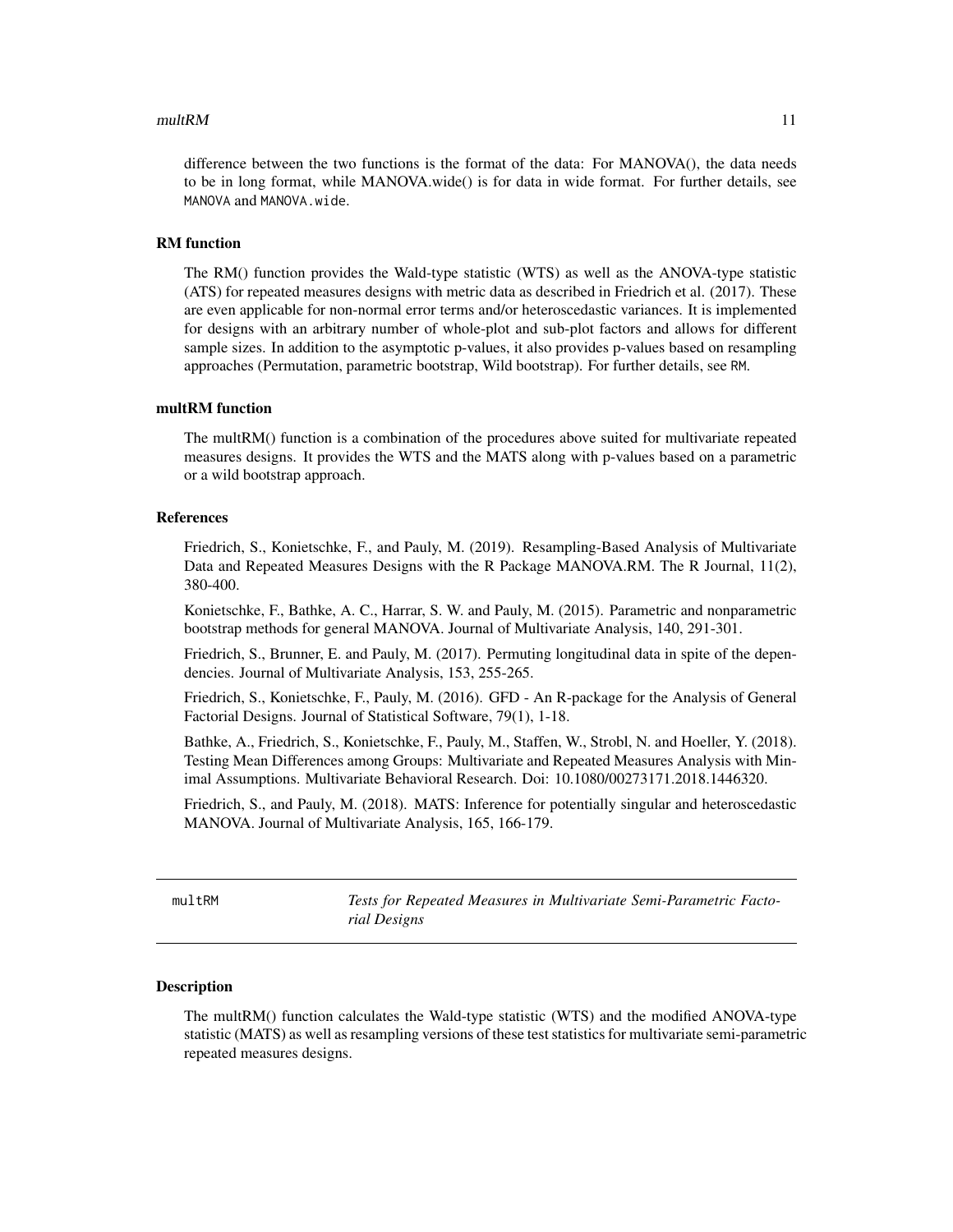difference between the two functions is the format of the data: For MANOVA(), the data needs to be in long format, while MANOVA.wide() is for data in wide format. For further details, see `MANOVA` and `MANOVA.wide`.

### RM function

The RM() function provides the Wald-type statistic (WTS) as well as the ANOVA-type statistic (ATS) for repeated measures designs with metric data as described in Friedrich et al. (2017). These are even applicable for non-normal error terms and/or heteroscedastic variances. It is implemented for designs with an arbitrary number of whole-plot and sub-plot factors and allows for different sample sizes. In addition to the asymptotic p-values, it also provides p-values based on resampling approaches (Permutation, parametric bootstrap, Wild bootstrap). For further details, see `RM`.

### multRM function

The multRM() function is a combination of the procedures above suited for multivariate repeated measures designs. It provides the WTS and the MATS along with p-values based on a parametric or a wild bootstrap approach.

### References

Friedrich, S., Konietschke, F., and Pauly, M. (2019). Resampling-Based Analysis of Multivariate Data and Repeated Measures Designs with the R Package MANOVA.RM. The R Journal, 11(2), 380-400.

Konietschke, F., Bathke, A. C., Harrar, S. W. and Pauly, M. (2015). Parametric and nonparametric bootstrap methods for general MANOVA. Journal of Multivariate Analysis, 140, 291-301.

Friedrich, S., Brunner, E. and Pauly, M. (2017). Permuting longitudinal data in spite of the dependencies. Journal of Multivariate Analysis, 153, 255-265.

Friedrich, S., Konietschke, F., Pauly, M. (2016). GFD - An R-package for the Analysis of General Factorial Designs. Journal of Statistical Software, 79(1), 1-18.

Bathke, A., Friedrich, S., Konietschke, F., Pauly, M., Staffen, W., Strobl, N. and Hoeller, Y. (2018). Testing Mean Differences among Groups: Multivariate and Repeated Measures Analysis with Minimal Assumptions. Multivariate Behavioral Research. Doi: 10.1080/00273171.2018.1446320.

Friedrich, S., and Pauly, M. (2018). MATS: Inference for potentially singular and heteroscedastic MANOVA. Journal of Multivariate Analysis, 165, 166-179.

---

## multRM — *Tests for Repeated Measures in Multivariate Semi-Parametric Factorial Designs*

---

### Description

The multRM() function calculates the Wald-type statistic (WTS) and the modified ANOVA-type statistic (MATS) as well as resampling versions of these test statistics for multivariate semi-parametric repeated measures designs.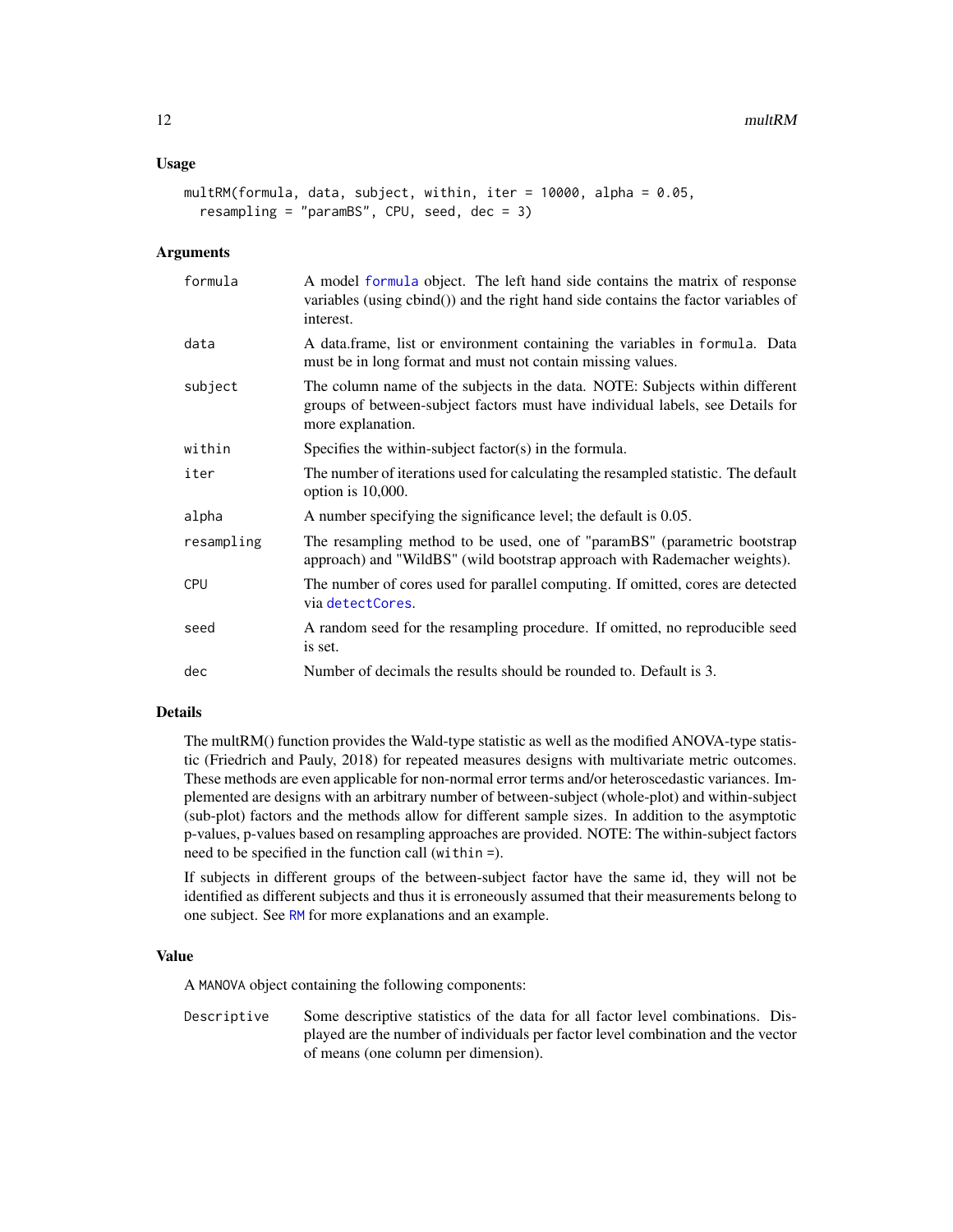## Usage

```
multRM(formula, data, subject, within, iter = 10000, alpha = 0.05,
  resampling = "paramBS", CPU, seed, dec = 3)
```

## Arguments

| | |
|---|---|
| formula | A model formula object. The left hand side contains the matrix of response variables (using cbind()) and the right hand side contains the factor variables of interest. |
| data | A data.frame, list or environment containing the variables in formula. Data must be in long format and must not contain missing values. |
| subject | The column name of the subjects in the data. NOTE: Subjects within different groups of between-subject factors must have individual labels, see Details for more explanation. |
| within | Specifies the within-subject factor(s) in the formula. |
| iter | The number of iterations used for calculating the resampled statistic. The default option is 10,000. |
| alpha | A number specifying the significance level; the default is 0.05. |
| resampling | The resampling method to be used, one of "paramBS" (parametric bootstrap approach) and "WildBS" (wild bootstrap approach with Rademacher weights). |
| CPU | The number of cores used for parallel computing. If omitted, cores are detected via detectCores. |
| seed | A random seed for the resampling procedure. If omitted, no reproducible seed is set. |
| dec | Number of decimals the results should be rounded to. Default is 3. |

## Details

The multRM() function provides the Wald-type statistic as well as the modified ANOVA-type statistic (Friedrich and Pauly, 2018) for repeated measures designs with multivariate metric outcomes. These methods are even applicable for non-normal error terms and/or heteroscedastic variances. Implemented are designs with an arbitrary number of between-subject (whole-plot) and within-subject (sub-plot) factors and the methods allow for different sample sizes. In addition to the asymptotic p-values, p-values based on resampling approaches are provided. NOTE: The within-subject factors need to be specified in the function call (within =).

If subjects in different groups of the between-subject factor have the same id, they will not be identified as different subjects and thus it is erroneously assumed that their measurements belong to one subject. See RM for more explanations and an example.

## Value

A MANOVA object containing the following components:

| | |
|---|---|
| Descriptive | Some descriptive statistics of the data for all factor level combinations. Displayed are the number of individuals per factor level combination and the vector of means (one column per dimension). |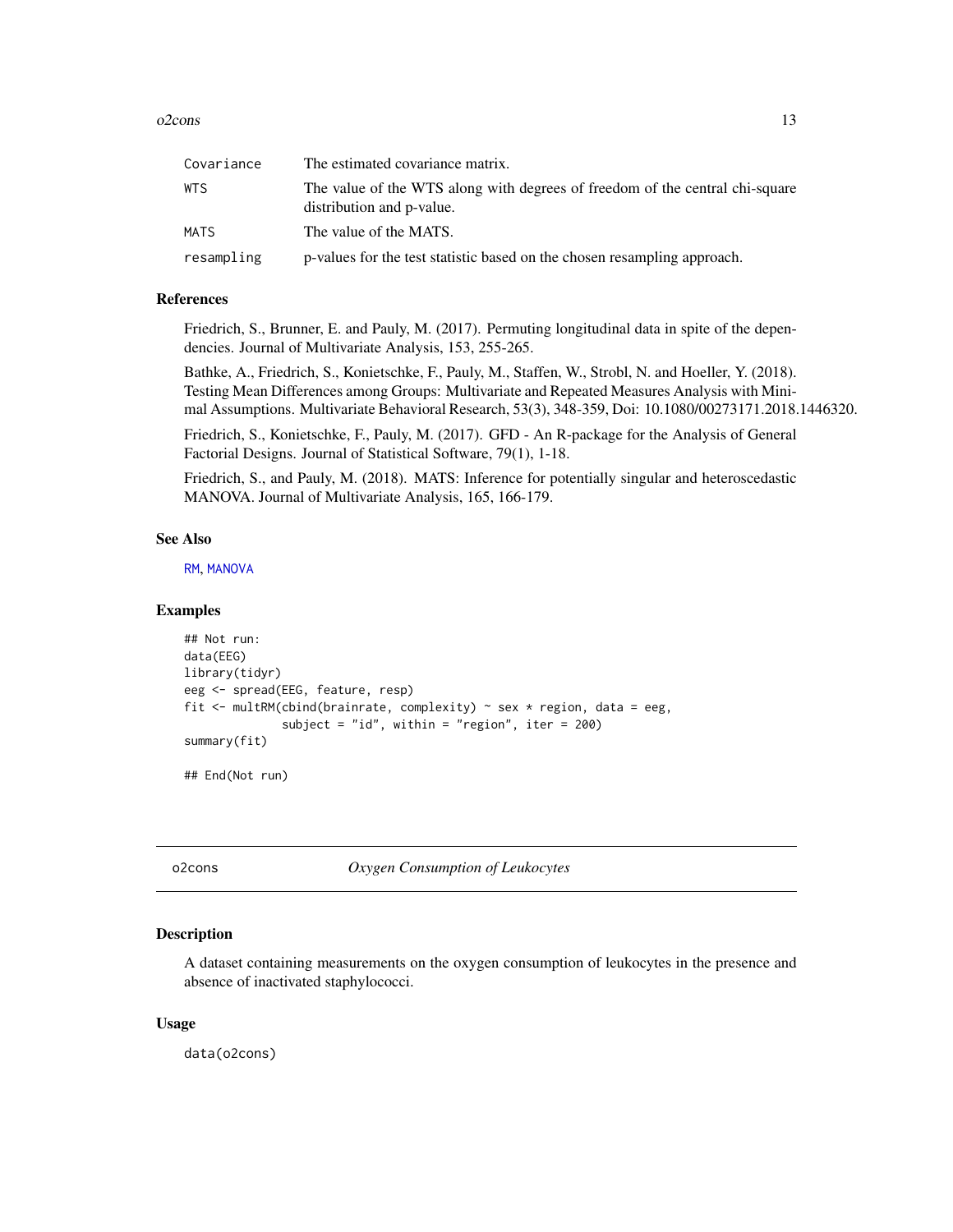| | |
|---|---|
| Covariance | The estimated covariance matrix. |
| WTS | The value of the WTS along with degrees of freedom of the central chi-square distribution and p-value. |
| MATS | The value of the MATS. |
| resampling | p-values for the test statistic based on the chosen resampling approach. |

### References

Friedrich, S., Brunner, E. and Pauly, M. (2017). Permuting longitudinal data in spite of the dependencies. Journal of Multivariate Analysis, 153, 255-265.

Bathke, A., Friedrich, S., Konietschke, F., Pauly, M., Staffen, W., Strobl, N. and Hoeller, Y. (2018). Testing Mean Differences among Groups: Multivariate and Repeated Measures Analysis with Minimal Assumptions. Multivariate Behavioral Research, 53(3), 348-359, Doi: 10.1080/00273171.2018.1446320.

Friedrich, S., Konietschke, F., Pauly, M. (2017). GFD - An R-package for the Analysis of General Factorial Designs. Journal of Statistical Software, 79(1), 1-18.

Friedrich, S., and Pauly, M. (2018). MATS: Inference for potentially singular and heteroscedastic MANOVA. Journal of Multivariate Analysis, 165, 166-179.

### See Also

RM, MANOVA

### Examples

```
## Not run:
data(EEG)
library(tidyr)
eeg <- spread(EEG, feature, resp)
fit <- multRM(cbind(brainrate, complexity) ~ sex * region, data = eeg,
              subject = "id", within = "region", iter = 200)
summary(fit)

## End(Not run)
```

---

## o2cons *Oxygen Consumption of Leukocytes*

### Description

A dataset containing measurements on the oxygen consumption of leukocytes in the presence and absence of inactivated staphylococci.

### Usage

```
data(o2cons)
```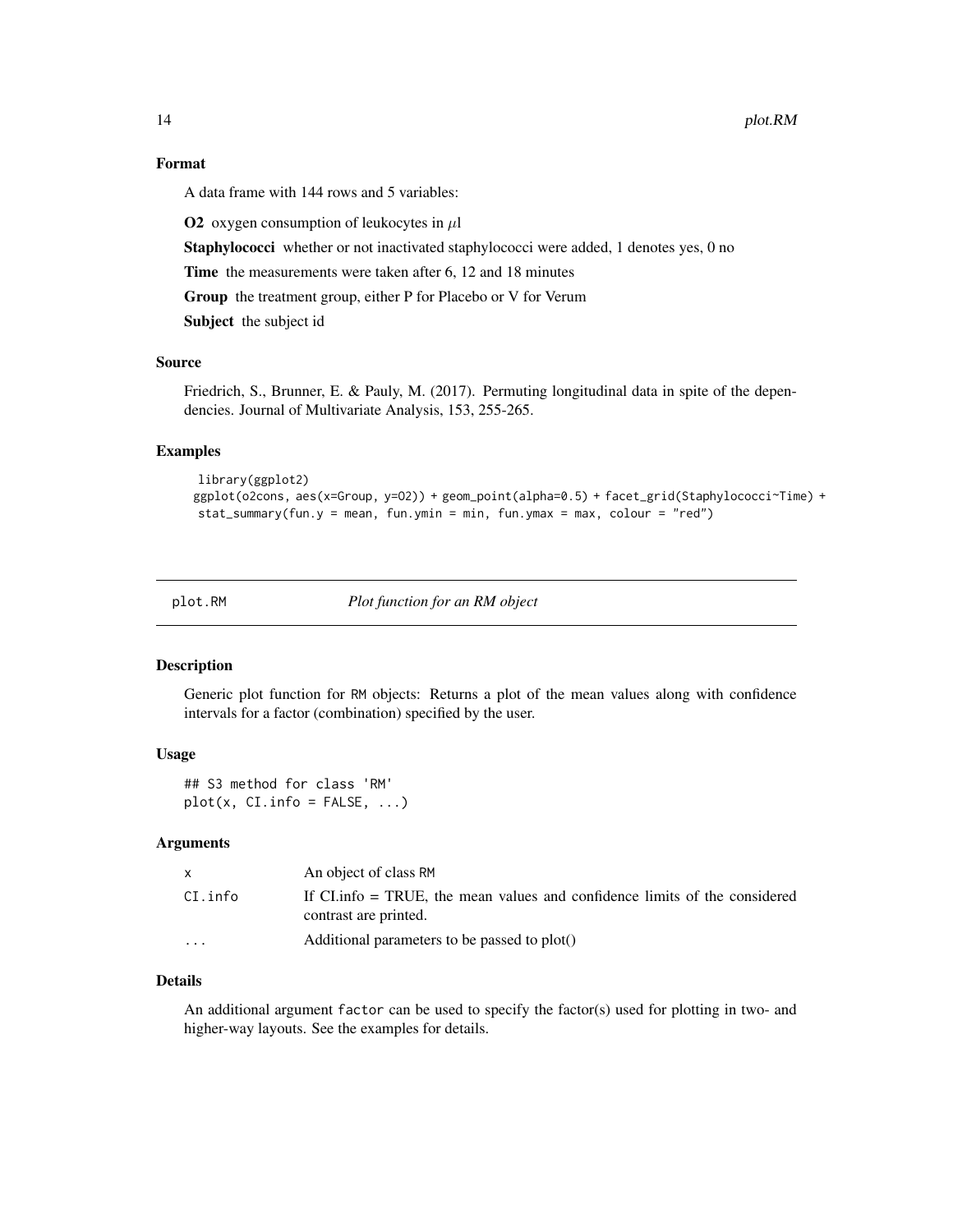## Format

A data frame with 144 rows and 5 variables:

**O2** oxygen consumption of leukocytes in $\mu$l

**Staphylococci** whether or not inactivated staphylococci were added, 1 denotes yes, 0 no

**Time** the measurements were taken after 6, 12 and 18 minutes

**Group** the treatment group, either P for Placebo or V for Verum

**Subject** the subject id

## Source

Friedrich, S., Brunner, E. & Pauly, M. (2017). Permuting longitudinal data in spite of the dependencies. Journal of Multivariate Analysis, 153, 255-265.

## Examples

```
library(ggplot2)
ggplot(o2cons, aes(x=Group, y=O2)) + geom_point(alpha=0.5) + facet_grid(Staphylococci~Time) +
 stat_summary(fun.y = mean, fun.ymin = min, fun.ymax = max, colour = "red")
```

---

# plot.RM *Plot function for an RM object*

## Description

Generic plot function for RM objects: Returns a plot of the mean values along with confidence intervals for a factor (combination) specified by the user.

## Usage

```
## S3 method for class 'RM'
plot(x, CI.info = FALSE, ...)
```

## Arguments

| | |
|---|---|
| x | An object of class RM |
| CI.info | If CI.info = TRUE, the mean values and confidence limits of the considered contrast are printed. |
| ... | Additional parameters to be passed to plot() |

## Details

An additional argument `factor` can be used to specify the factor(s) used for plotting in two- and higher-way layouts. See the examples for details.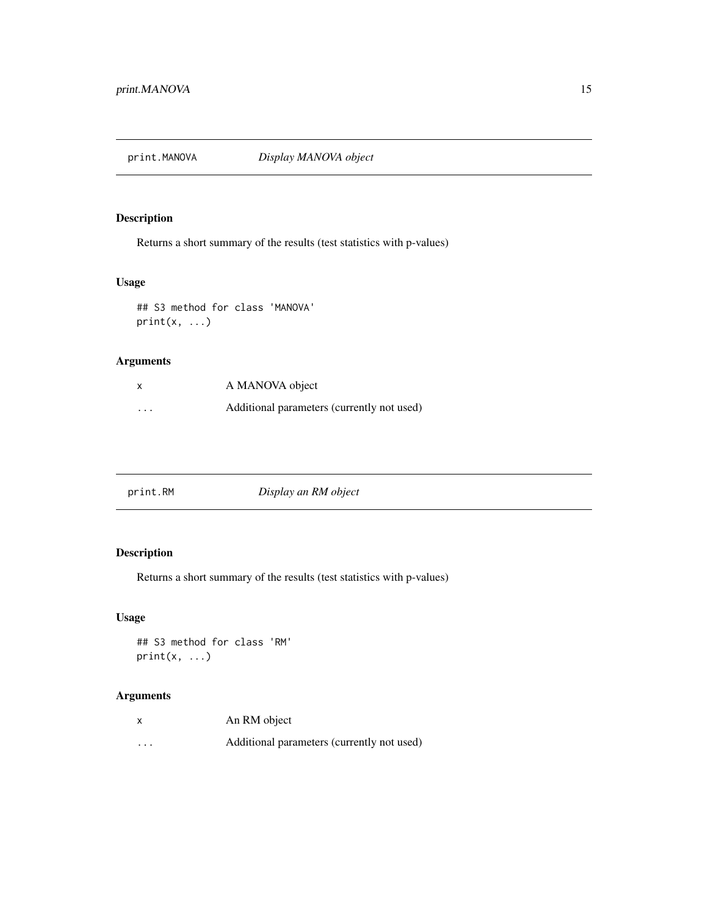## print.MANOVA *Display MANOVA object*

### Description

Returns a short summary of the results (test statistics with p-values)

### Usage

```
## S3 method for class 'MANOVA'
print(x, ...)
```

### Arguments

| | |
|---|---|
| x | A MANOVA object |
| ... | Additional parameters (currently not used) |

## print.RM *Display an RM object*

### Description

Returns a short summary of the results (test statistics with p-values)

### Usage

```
## S3 method for class 'RM'
print(x, ...)
```

### Arguments

| | |
|---|---|
| x | An RM object |
| ... | Additional parameters (currently not used) |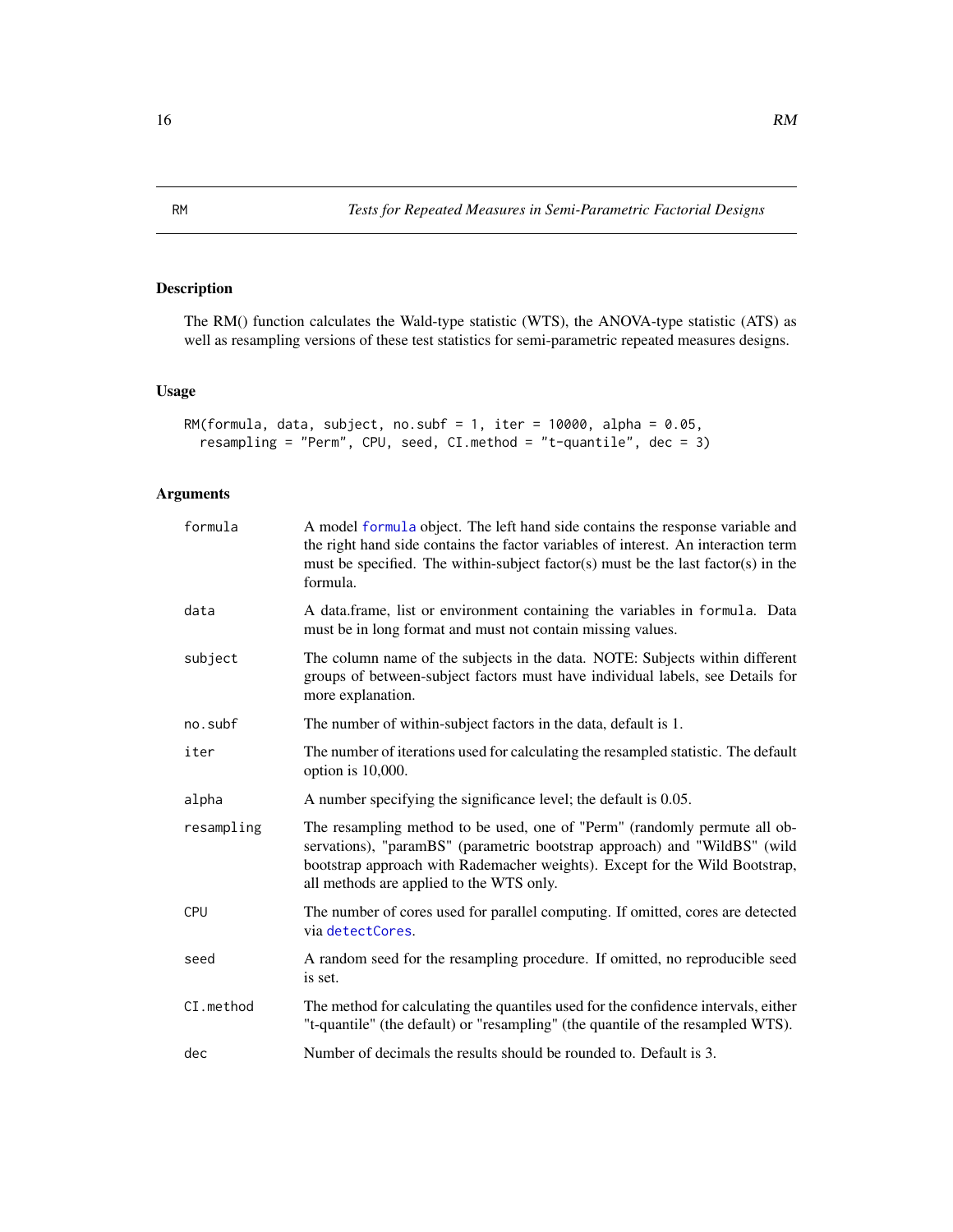RM    *Tests for Repeated Measures in Semi-Parametric Factorial Designs*

## Description

The RM() function calculates the Wald-type statistic (WTS), the ANOVA-type statistic (ATS) as well as resampling versions of these test statistics for semi-parametric repeated measures designs.

## Usage

```
RM(formula, data, subject, no.subf = 1, iter = 10000, alpha = 0.05,
  resampling = "Perm", CPU, seed, CI.method = "t-quantile", dec = 3)
```

## Arguments

| | |
|---|---|
| formula | A model formula object. The left hand side contains the response variable and the right hand side contains the factor variables of interest. An interaction term must be specified. The within-subject factor(s) must be the last factor(s) in the formula. |
| data | A data.frame, list or environment containing the variables in formula. Data must be in long format and must not contain missing values. |
| subject | The column name of the subjects in the data. NOTE: Subjects within different groups of between-subject factors must have individual labels, see Details for more explanation. |
| no.subf | The number of within-subject factors in the data, default is 1. |
| iter | The number of iterations used for calculating the resampled statistic. The default option is 10,000. |
| alpha | A number specifying the significance level; the default is 0.05. |
| resampling | The resampling method to be used, one of "Perm" (randomly permute all observations), "paramBS" (parametric bootstrap approach) and "WildBS" (wild bootstrap approach with Rademacher weights). Except for the Wild Bootstrap, all methods are applied to the WTS only. |
| CPU | The number of cores used for parallel computing. If omitted, cores are detected via detectCores. |
| seed | A random seed for the resampling procedure. If omitted, no reproducible seed is set. |
| CI.method | The method for calculating the quantiles used for the confidence intervals, either "t-quantile" (the default) or "resampling" (the quantile of the resampled WTS). |
| dec | Number of decimals the results should be rounded to. Default is 3. |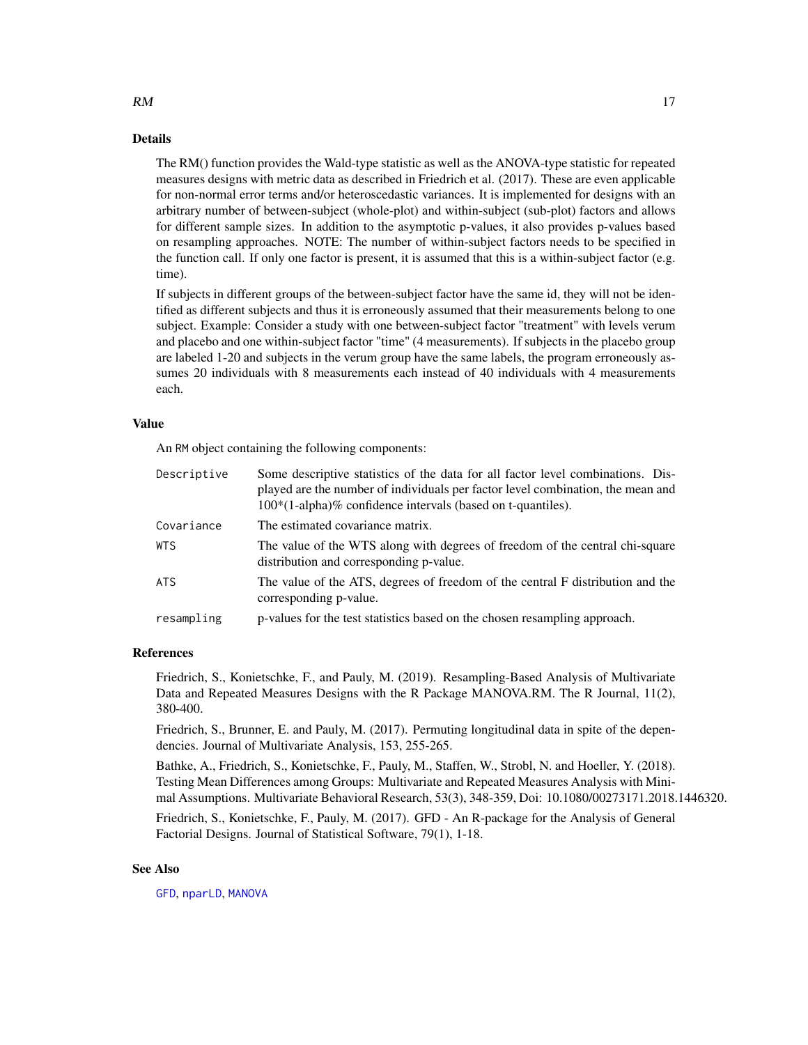## Details

The RM() function provides the Wald-type statistic as well as the ANOVA-type statistic for repeated measures designs with metric data as described in Friedrich et al. (2017). These are even applicable for non-normal error terms and/or heteroscedastic variances. It is implemented for designs with an arbitrary number of between-subject (whole-plot) and within-subject (sub-plot) factors and allows for different sample sizes. In addition to the asymptotic p-values, it also provides p-values based on resampling approaches. NOTE: The number of within-subject factors needs to be specified in the function call. If only one factor is present, it is assumed that this is a within-subject factor (e.g. time).

If subjects in different groups of the between-subject factor have the same id, they will not be identified as different subjects and thus it is erroneously assumed that their measurements belong to one subject. Example: Consider a study with one between-subject factor "treatment" with levels verum and placebo and one within-subject factor "time" (4 measurements). If subjects in the placebo group are labeled 1-20 and subjects in the verum group have the same labels, the program erroneously assumes 20 individuals with 8 measurements each instead of 40 individuals with 4 measurements each.

## Value

An `RM` object containing the following components:

| | |
|---|---|
| `Descriptive` | Some descriptive statistics of the data for all factor level combinations. Displayed are the number of individuals per factor level combination, the mean and 100*(1-alpha)% confidence intervals (based on t-quantiles). |
| `Covariance` | The estimated covariance matrix. |
| `WTS` | The value of the WTS along with degrees of freedom of the central chi-square distribution and corresponding p-value. |
| `ATS` | The value of the ATS, degrees of freedom of the central F distribution and the corresponding p-value. |
| `resampling` | p-values for the test statistics based on the chosen resampling approach. |

## References

Friedrich, S., Konietschke, F., and Pauly, M. (2019). Resampling-Based Analysis of Multivariate Data and Repeated Measures Designs with the R Package MANOVA.RM. The R Journal, 11(2), 380-400.

Friedrich, S., Brunner, E. and Pauly, M. (2017). Permuting longitudinal data in spite of the dependencies. Journal of Multivariate Analysis, 153, 255-265.

Bathke, A., Friedrich, S., Konietschke, F., Pauly, M., Staffen, W., Strobl, N. and Hoeller, Y. (2018). Testing Mean Differences among Groups: Multivariate and Repeated Measures Analysis with Minimal Assumptions. Multivariate Behavioral Research, 53(3), 348-359, Doi: 10.1080/00273171.2018.1446320.

Friedrich, S., Konietschke, F., Pauly, M. (2017). GFD - An R-package for the Analysis of General Factorial Designs. Journal of Statistical Software, 79(1), 1-18.

## See Also

`GFD`, `nparLD`, `MANOVA`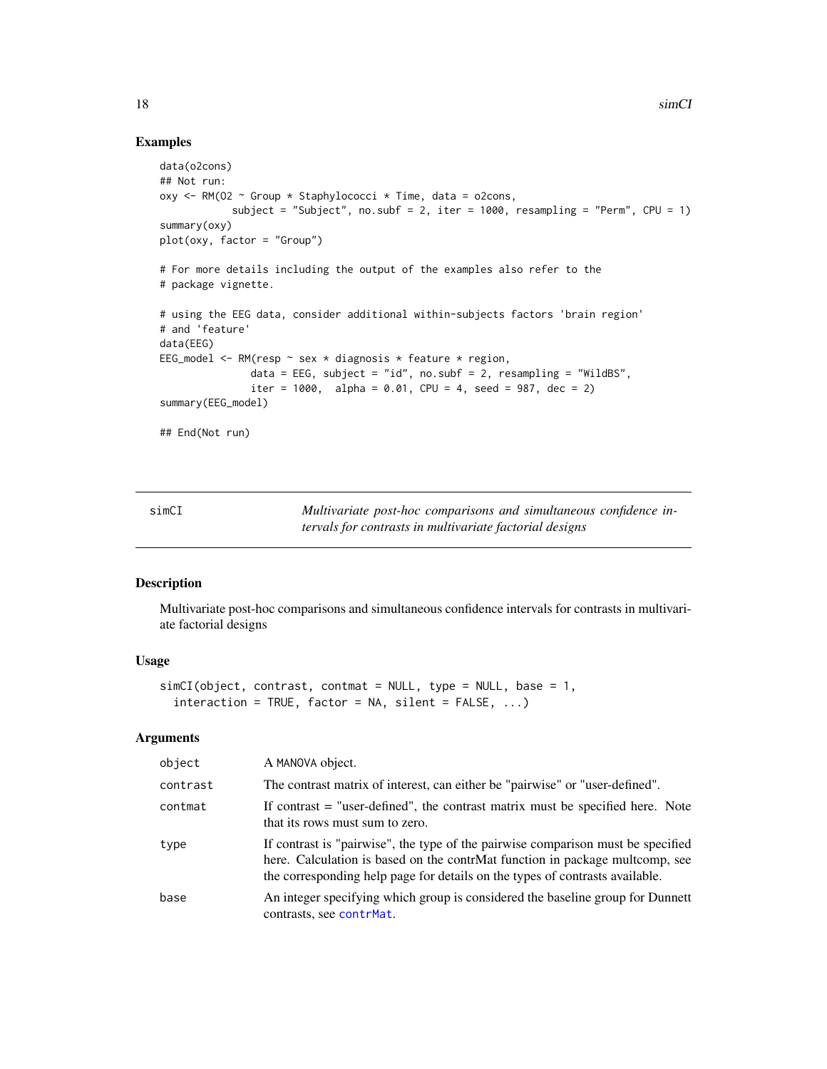## Examples

```
data(o2cons)
## Not run:
oxy <- RM(O2 ~ Group * Staphylococci * Time, data = o2cons,
          subject = "Subject", no.subf = 2, iter = 1000, resampling = "Perm", CPU = 1)
summary(oxy)
plot(oxy, factor = "Group")

# For more details including the output of the examples also refer to the
# package vignette.

# using the EEG data, consider additional within-subjects factors 'brain region'
# and 'feature'
data(EEG)
EEG_model <- RM(resp ~ sex * diagnosis * feature * region,
               data = EEG, subject = "id", no.subf = 2, resampling = "WildBS",
               iter = 1000,  alpha = 0.01, CPU = 4, seed = 987, dec = 2)
summary(EEG_model)

## End(Not run)
```

---

simCI — *Multivariate post-hoc comparisons and simultaneous confidence intervals for contrasts in multivariate factorial designs*

---

## Description

Multivariate post-hoc comparisons and simultaneous confidence intervals for contrasts in multivariate factorial designs

## Usage

```
simCI(object, contrast, contmat = NULL, type = NULL, base = 1,
  interaction = TRUE, factor = NA, silent = FALSE, ...)
```

## Arguments

| | |
|---|---|
| object | A MANOVA object. |
| contrast | The contrast matrix of interest, can either be "pairwise" or "user-defined". |
| contmat | If contrast = "user-defined", the contrast matrix must be specified here. Note that its rows must sum to zero. |
| type | If contrast is "pairwise", the type of the pairwise comparison must be specified here. Calculation is based on the contrMat function in package multcomp, see the corresponding help page for details on the types of contrasts available. |
| base | An integer specifying which group is considered the baseline group for Dunnett contrasts, see contrMat. |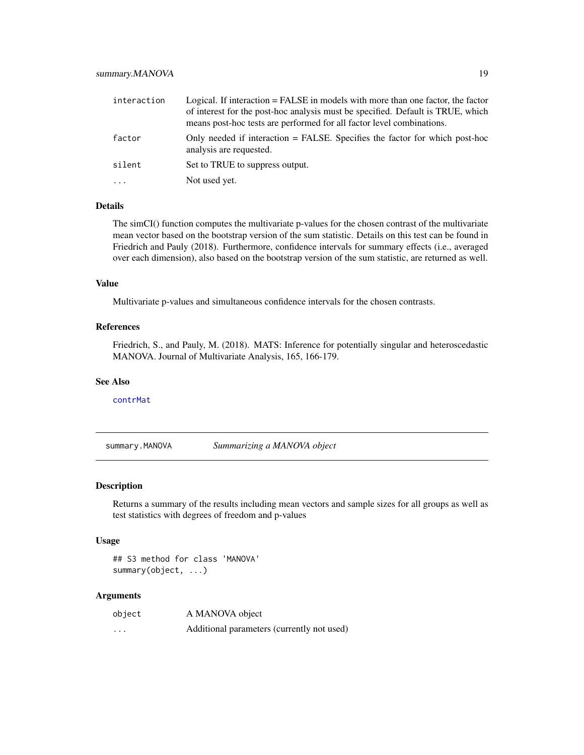| | |
|---|---|
| `interaction` | Logical. If interaction = FALSE in models with more than one factor, the factor of interest for the post-hoc analysis must be specified. Default is TRUE, which means post-hoc tests are performed for all factor level combinations. |
| `factor` | Only needed if interaction = FALSE. Specifies the factor for which post-hoc analysis are requested. |
| `silent` | Set to TRUE to suppress output. |
| `...` | Not used yet. |

### Details

The simCI() function computes the multivariate p-values for the chosen contrast of the multivariate mean vector based on the bootstrap version of the sum statistic. Details on this test can be found in Friedrich and Pauly (2018). Furthermore, confidence intervals for summary effects (i.e., averaged over each dimension), also based on the bootstrap version of the sum statistic, are returned as well.

### Value

Multivariate p-values and simultaneous confidence intervals for the chosen contrasts.

### References

Friedrich, S., and Pauly, M. (2018). MATS: Inference for potentially singular and heteroscedastic MANOVA. Journal of Multivariate Analysis, 165, 166-179.

### See Also

`contrMat`

---

## summary.MANOVA — *Summarizing a MANOVA object*

### Description

Returns a summary of the results including mean vectors and sample sizes for all groups as well as test statistics with degrees of freedom and p-values

### Usage

```
## S3 method for class 'MANOVA'
summary(object, ...)
```

### Arguments

| | |
|---|---|
| `object` | A MANOVA object |
| `...` | Additional parameters (currently not used) |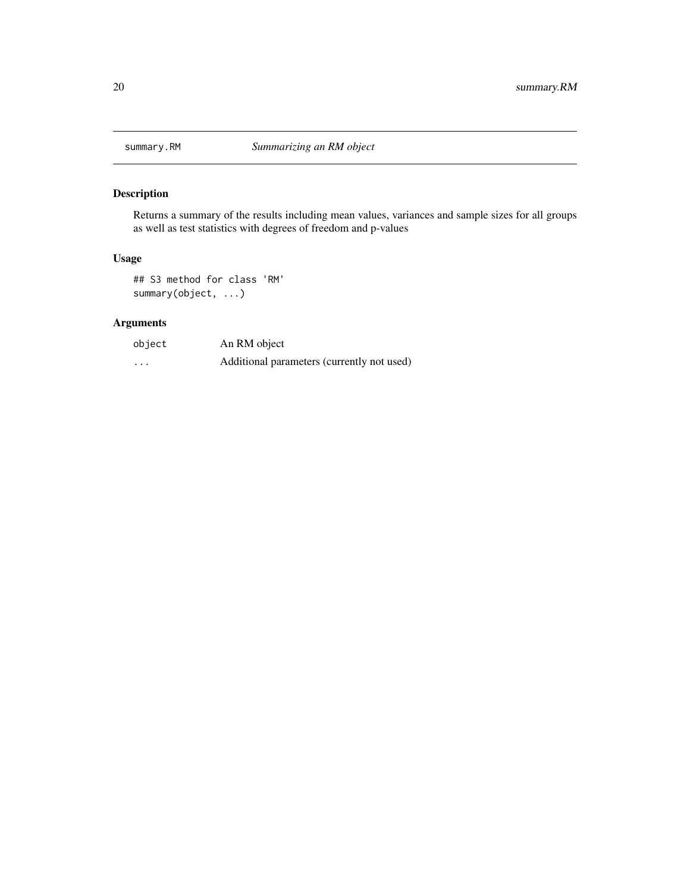summary.RM *Summarizing an RM object*

## Description

Returns a summary of the results including mean values, variances and sample sizes for all groups as well as test statistics with degrees of freedom and p-values

## Usage

```
## S3 method for class 'RM'
summary(object, ...)
```

## Arguments

| | |
|---|---|
| object | An RM object |
| ... | Additional parameters (currently not used) |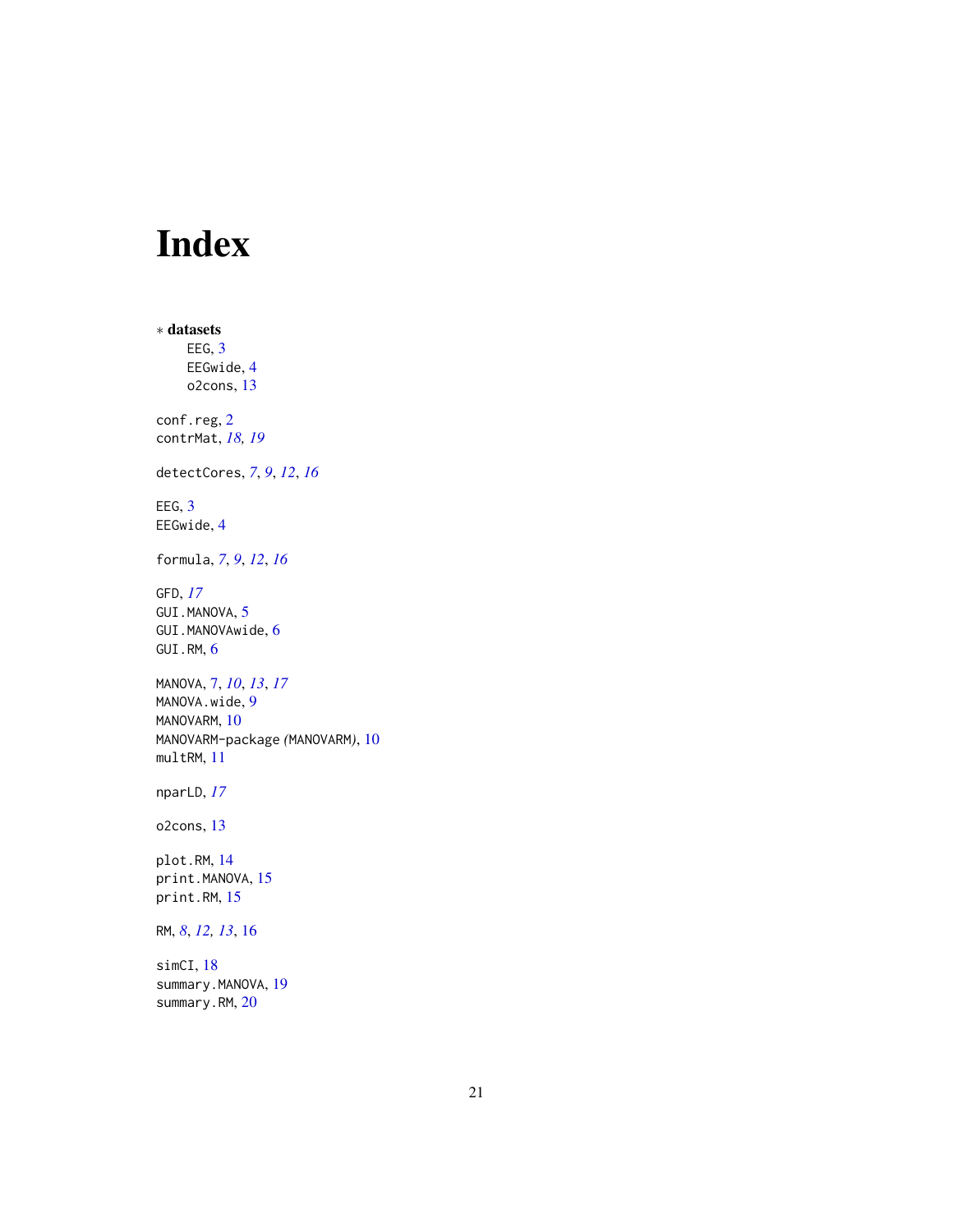# Index

∗ **datasets**
  EEG, 3
  EEGwide, 4
  o2cons, 13

conf.reg, 2
contrMat, *18, 19*

detectCores, *7*, *9*, *12*, *16*

EEG, 3
EEGwide, 4

formula, *7*, *9*, *12*, *16*

GFD, *17*
GUI.MANOVA, 5
GUI.MANOVAwide, 6
GUI.RM, 6

MANOVA, 7, *10*, *13*, *17*
MANOVA.wide, 9
MANOVARM, 10
MANOVARM-package *(*MANOVARM*)*, 10
multRM, 11

nparLD, *17*

o2cons, 13

plot.RM, 14
print.MANOVA, 15
print.RM, 15

RM, *8*, *12, 13*, 16

simCI, 18
summary.MANOVA, 19
summary.RM, 20